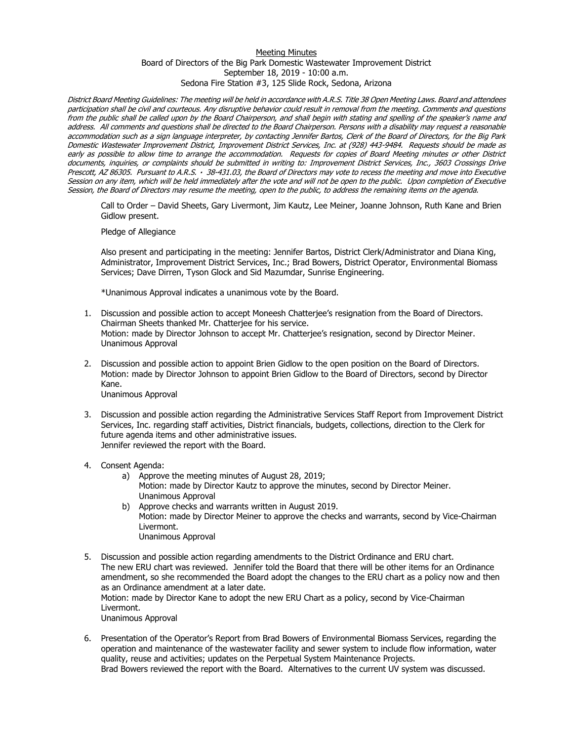Meeting Minutes

Board of Directors of the Big Park Domestic Wastewater Improvement District

September 18, 2019 - 10:00 a.m.

Sedona Fire Station #3, 125 Slide Rock, Sedona, Arizona

*District Board Meeting Guidelines: The meeting will be held in accordance with A.R.S. Title 38 Open Meeting Laws. Board and attendees participation shall be civil and courteous. Any disruptive behavior could result in removal from the meeting. Comments and questions from the public shall be called upon by the Board Chairperson, and shall begin with stating and spelling of the speaker's name and address. All comments and questions shall be directed to the Board Chairperson. Persons with a disability may request a reasonable accommodation such as a sign language interpreter, by contacting Jennifer Bartos, Clerk of the Board of Directors, for the Big Park Domestic Wastewater Improvement District, Improvement District Services, Inc. at (928) 443-9484. Requests should be made as early as possible to allow time to arrange the accommodation. Requests for copies of Board Meeting minutes or other District documents, inquiries, or complaints should be submitted in writing to: Improvement District Services, Inc., 3603 Crossings Drive Prescott, AZ 86305. Pursuant to A.R.S. · 38-431.03, the Board of Directors may vote to recess the meeting and move into Executive Session on any item, which will be held immediately after the vote and will not be open to the public. Upon completion of Executive Session, the Board of Directors may resume the meeting, open to the public, to address the remaining items on the agenda.*

Call to Order – David Sheets, Gary Livermont, Jim Kautz, Lee Meiner, Joanne Johnson, Ruth Kane and Brien Gidlow present.

Pledge of Allegiance

Also present and participating in the meeting: Jennifer Bartos, District Clerk/Administrator and Diana King, Administrator, Improvement District Services, Inc.; Brad Bowers, District Operator, Environmental Biomass Services; Dave Dirren, Tyson Glock and Sid Mazumdar, Sunrise Engineering.

*Unanimous Approval indicates a unanimous vote by the Board.

1. Discussion and possible action to accept Moneesh Chatterjee's resignation from the Board of Directors.
   Chairman Sheets thanked Mr. Chatterjee for his service.
   Motion: made by Director Johnson to accept Mr. Chatterjee's resignation, second by Director Meiner.
   Unanimous Approval

2. Discussion and possible action to appoint Brien Gidlow to the open position on the Board of Directors.
   Motion: made by Director Johnson to appoint Brien Gidlow to the Board of Directors, second by Director Kane.
   Unanimous Approval

3. Discussion and possible action regarding the Administrative Services Staff Report from Improvement District Services, Inc. regarding staff activities, District financials, budgets, collections, direction to the Clerk for future agenda items and other administrative issues.
   Jennifer reviewed the report with the Board.

4. Consent Agenda:
   a) Approve the meeting minutes of August 28, 2019;
      Motion: made by Director Kautz to approve the minutes, second by Director Meiner.
      Unanimous Approval
   b) Approve checks and warrants written in August 2019.
      Motion: made by Director Meiner to approve the checks and warrants, second by Vice-Chairman Livermont.
      Unanimous Approval

5. Discussion and possible action regarding amendments to the District Ordinance and ERU chart.
   The new ERU chart was reviewed. Jennifer told the Board that there will be other items for an Ordinance amendment, so she recommended the Board adopt the changes to the ERU chart as a policy now and then as an Ordinance amendment at a later date.
   Motion: made by Director Kane to adopt the new ERU Chart as a policy, second by Vice-Chairman Livermont.
   Unanimous Approval

6. Presentation of the Operator's Report from Brad Bowers of Environmental Biomass Services, regarding the operation and maintenance of the wastewater facility and sewer system to include flow information, water quality, reuse and activities; updates on the Perpetual System Maintenance Projects.
   Brad Bowers reviewed the report with the Board. Alternatives to the current UV system was discussed.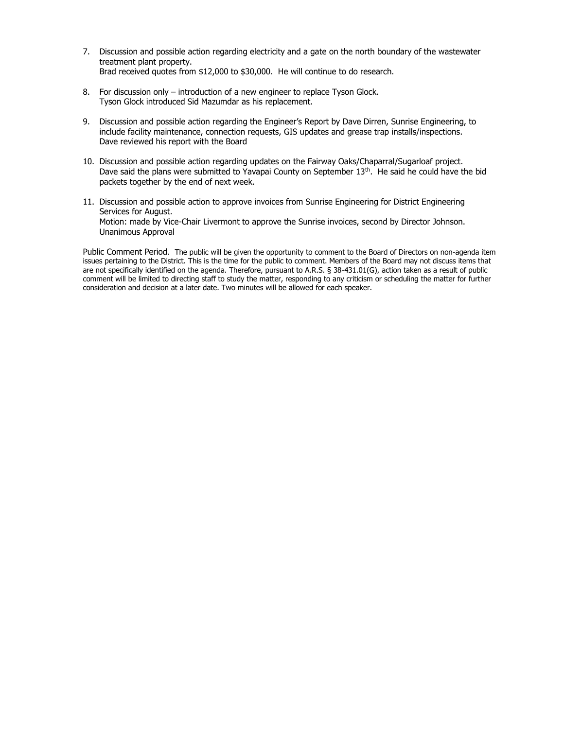7. Discussion and possible action regarding electricity and a gate on the north boundary of the wastewater treatment plant property.
   Brad received quotes from $12,000 to $30,000. He will continue to do research.

8. For discussion only – introduction of a new engineer to replace Tyson Glock.
   Tyson Glock introduced Sid Mazumdar as his replacement.

9. Discussion and possible action regarding the Engineer's Report by Dave Dirren, Sunrise Engineering, to include facility maintenance, connection requests, GIS updates and grease trap installs/inspections.
   Dave reviewed his report with the Board

10. Discussion and possible action regarding updates on the Fairway Oaks/Chaparral/Sugarloaf project.
    Dave said the plans were submitted to Yavapai County on September 13th. He said he could have the bid packets together by the end of next week.

11. Discussion and possible action to approve invoices from Sunrise Engineering for District Engineering Services for August.
    Motion: made by Vice-Chair Livermont to approve the Sunrise invoices, second by Director Johnson.
    Unanimous Approval

Public Comment Period. The public will be given the opportunity to comment to the Board of Directors on non-agenda item issues pertaining to the District. This is the time for the public to comment. Members of the Board may not discuss items that are not specifically identified on the agenda. Therefore, pursuant to A.R.S. § 38-431.01(G), action taken as a result of public comment will be limited to directing staff to study the matter, responding to any criticism or scheduling the matter for further consideration and decision at a later date. Two minutes will be allowed for each speaker.